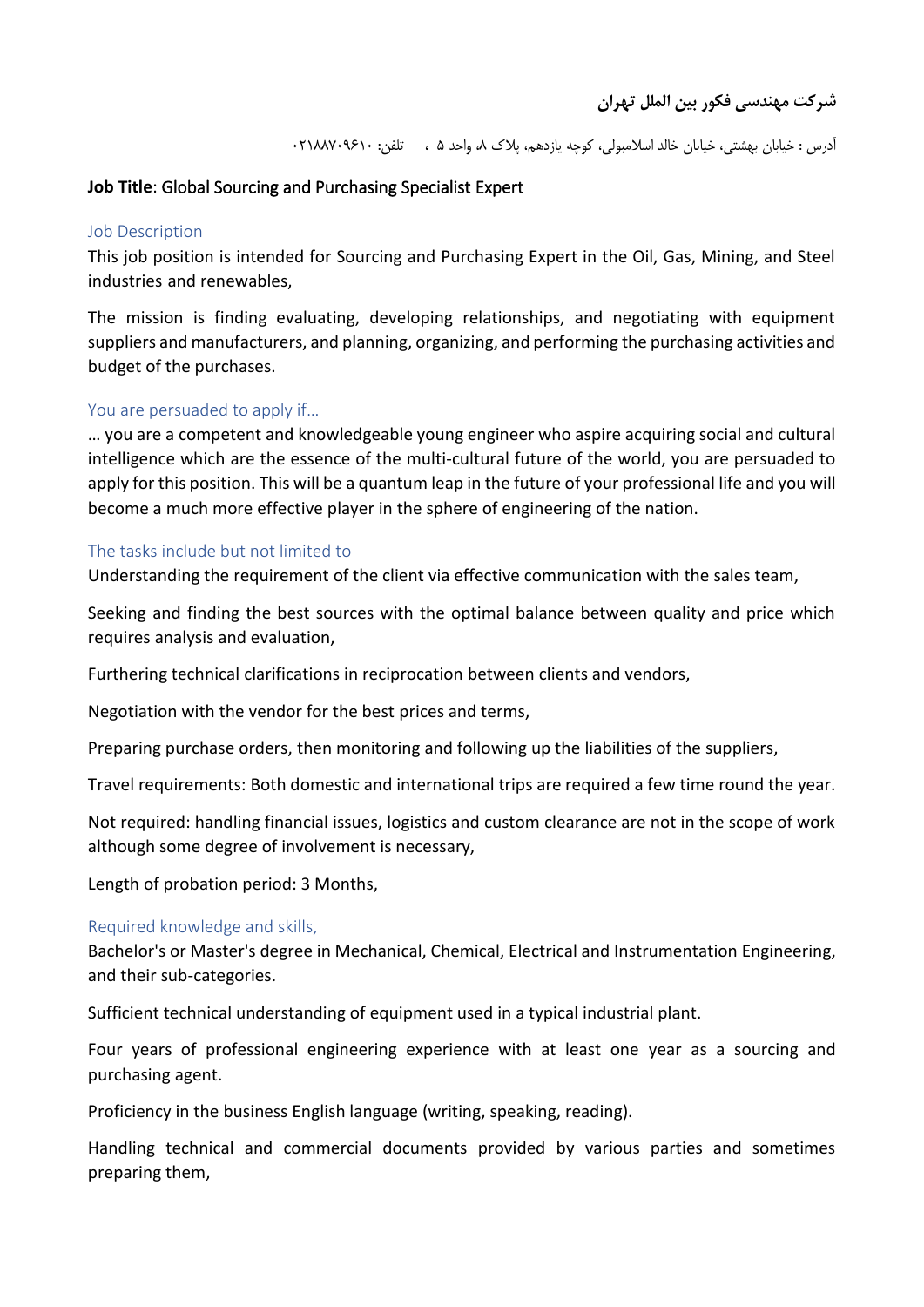**شرکت مهندسی فکور بین الملل تهران**

آدرس : خیابان بهشتی، خیابان خالد اسلامبولی، کوچه یازدهم، پلاک ۸، واحد ۵ ، تلفن: ۰۲۱۸۸۷۰۹۶۱۰

**Job Title**: Global Sourcing and Purchasing Specialist Expert

## Job Description

This job position is intended for Sourcing and Purchasing Expert in the Oil, Gas, Mining, and Steel industries and renewables,

The mission is finding evaluating, developing relationships, and negotiating with equipment suppliers and manufacturers, and planning, organizing, and performing the purchasing activities and budget of the purchases.

## You are persuaded to apply if…

… you are a competent and knowledgeable young engineer who aspire acquiring social and cultural intelligence which are the essence of the multi-cultural future of the world, you are persuaded to apply for this position. This will be a quantum leap in the future of your professional life and you will become a much more effective player in the sphere of engineering of the nation.

## The tasks include but not limited to

Understanding the requirement of the client via effective communication with the sales team,

Seeking and finding the best sources with the optimal balance between quality and price which requires analysis and evaluation,

Furthering technical clarifications in reciprocation between clients and vendors,

Negotiation with the vendor for the best prices and terms,

Preparing purchase orders, then monitoring and following up the liabilities of the suppliers,

Travel requirements: Both domestic and international trips are required a few time round the year.

Not required: handling financial issues, logistics and custom clearance are not in the scope of work although some degree of involvement is necessary,

Length of probation period: 3 Months,

## Required knowledge and skills,

Bachelor's or Master's degree in Mechanical, Chemical, Electrical and Instrumentation Engineering, and their sub-categories.

Sufficient technical understanding of equipment used in a typical industrial plant.

Four years of professional engineering experience with at least one year as a sourcing and purchasing agent.

Proficiency in the business English language (writing, speaking, reading).

Handling technical and commercial documents provided by various parties and sometimes preparing them,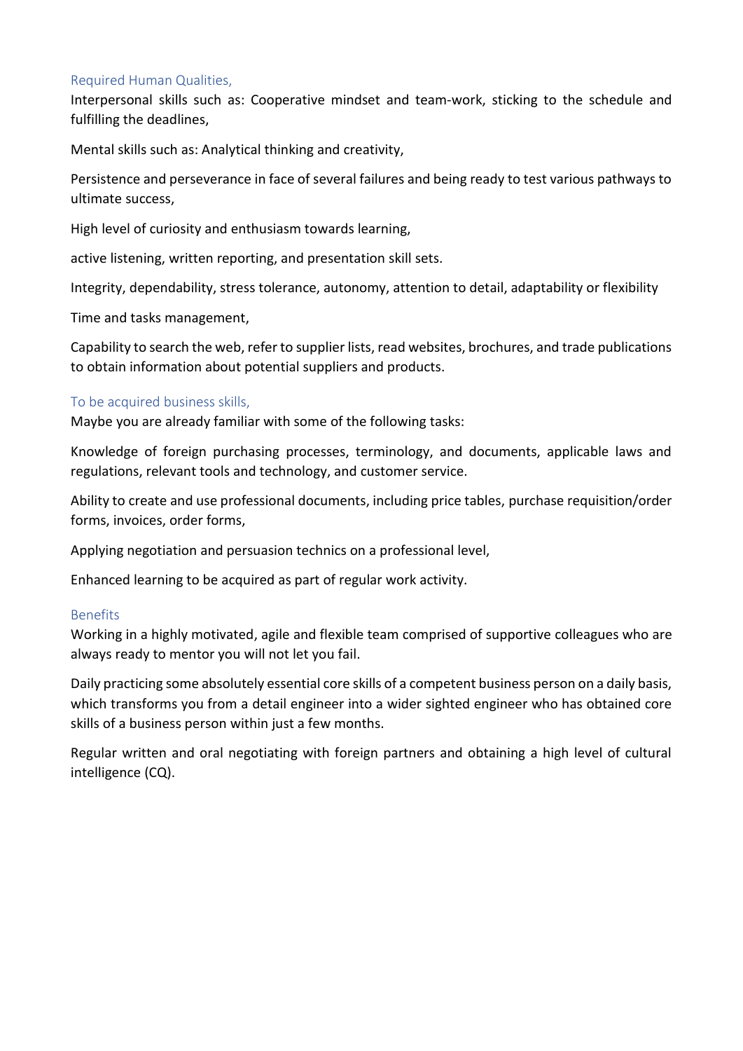## Required Human Qualities,

Interpersonal skills such as: Cooperative mindset and team-work, sticking to the schedule and fulfilling the deadlines,

Mental skills such as: Analytical thinking and creativity,

Persistence and perseverance in face of several failures and being ready to test various pathways to ultimate success,

High level of curiosity and enthusiasm towards learning,

active listening, written reporting, and presentation skill sets.

Integrity, dependability, stress tolerance, autonomy, attention to detail, adaptability or flexibility

Time and tasks management,

Capability to search the web, refer to supplier lists, read websites, brochures, and trade publications to obtain information about potential suppliers and products.

## To be acquired business skills,

Maybe you are already familiar with some of the following tasks:

Knowledge of foreign purchasing processes, terminology, and documents, applicable laws and regulations, relevant tools and technology, and customer service.

Ability to create and use professional documents, including price tables, purchase requisition/order forms, invoices, order forms,

Applying negotiation and persuasion technics on a professional level,

Enhanced learning to be acquired as part of regular work activity.

## Benefits

Working in a highly motivated, agile and flexible team comprised of supportive colleagues who are always ready to mentor you will not let you fail.

Daily practicing some absolutely essential core skills of a competent business person on a daily basis, which transforms you from a detail engineer into a wider sighted engineer who has obtained core skills of a business person within just a few months.

Regular written and oral negotiating with foreign partners and obtaining a high level of cultural intelligence (CQ).